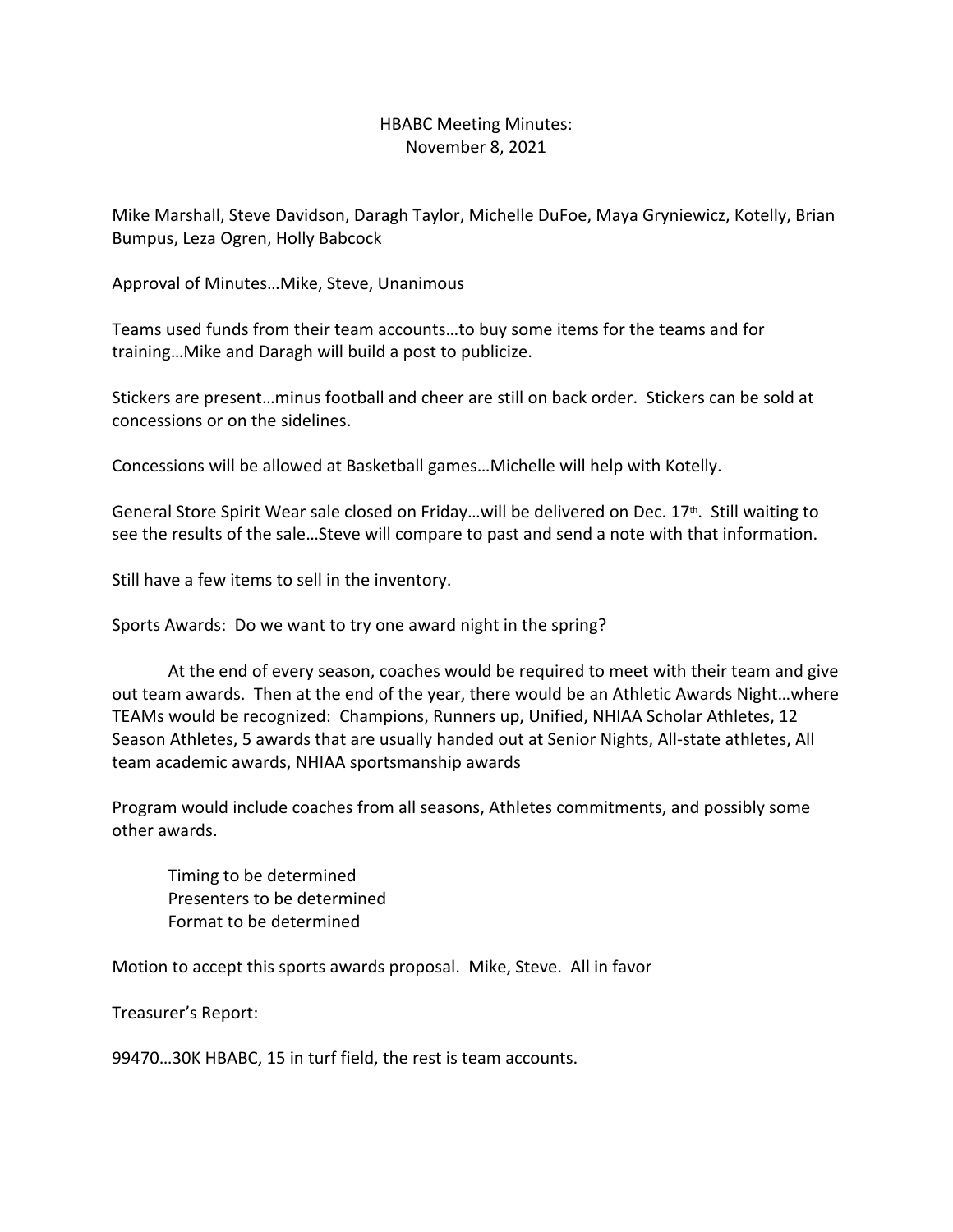# HBABC Meeting Minutes:
## November 8, 2021

Mike Marshall, Steve Davidson, Daragh Taylor, Michelle DuFoe, Maya Gryniewicz, Kotelly, Brian Bumpus, Leza Ogren, Holly Babcock

Approval of Minutes…Mike, Steve, Unanimous

Teams used funds from their team accounts…to buy some items for the teams and for training…Mike and Daragh will build a post to publicize.

Stickers are present…minus football and cheer are still on back order. Stickers can be sold at concessions or on the sidelines.

Concessions will be allowed at Basketball games…Michelle will help with Kotelly.

General Store Spirit Wear sale closed on Friday…will be delivered on Dec. 17th. Still waiting to see the results of the sale…Steve will compare to past and send a note with that information.

Still have a few items to sell in the inventory.

Sports Awards: Do we want to try one award night in the spring?

At the end of every season, coaches would be required to meet with their team and give out team awards. Then at the end of the year, there would be an Athletic Awards Night…where TEAMs would be recognized: Champions, Runners up, Unified, NHIAA Scholar Athletes, 12 Season Athletes, 5 awards that are usually handed out at Senior Nights, All-state athletes, All team academic awards, NHIAA sportsmanship awards

Program would include coaches from all seasons, Athletes commitments, and possibly some other awards.

Timing to be determined
Presenters to be determined
Format to be determined

Motion to accept this sports awards proposal. Mike, Steve. All in favor

Treasurer's Report:

99470…30K HBABC, 15 in turf field, the rest is team accounts.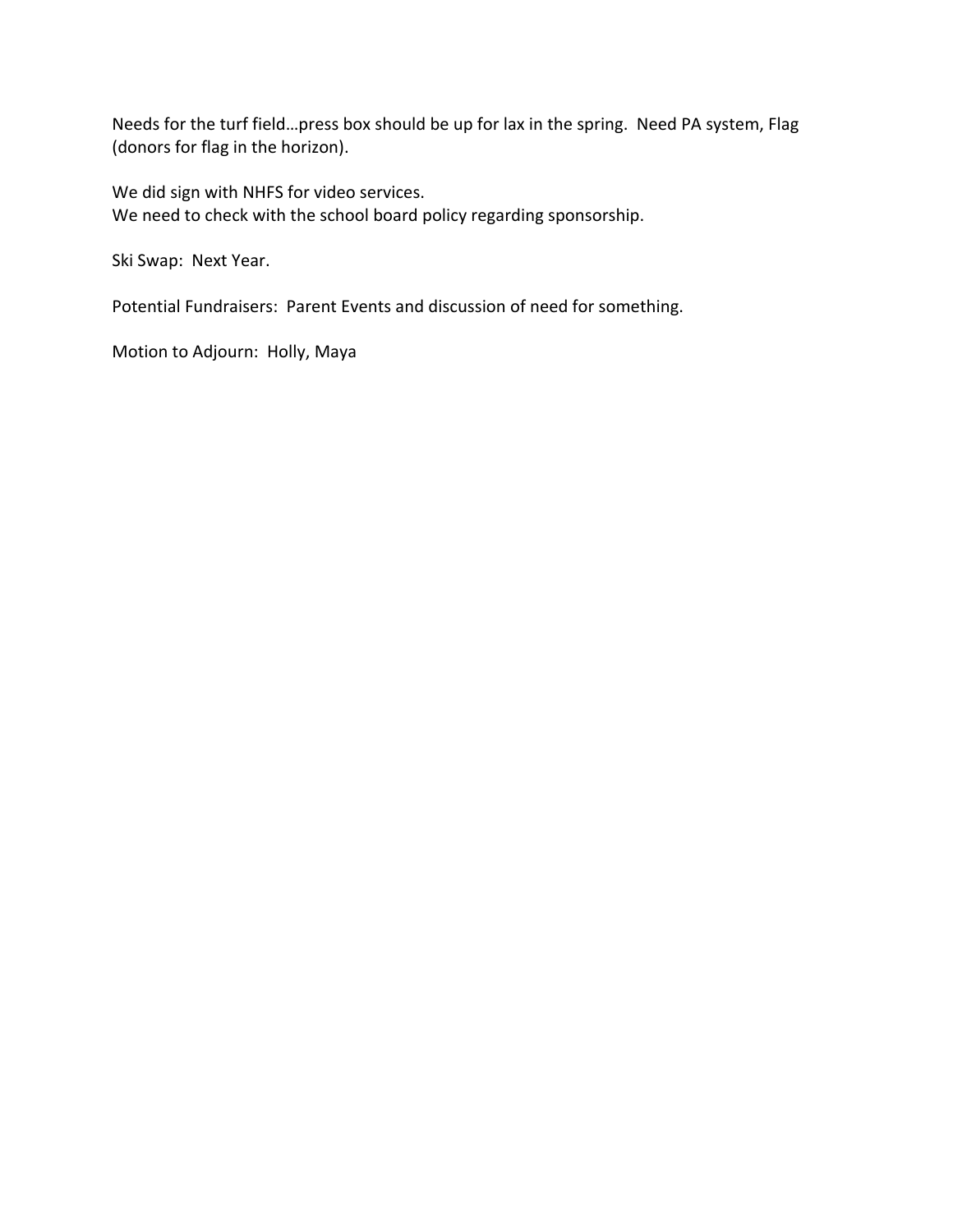Needs for the turf field…press box should be up for lax in the spring. Need PA system, Flag (donors for flag in the horizon).

We did sign with NHFS for video services.
We need to check with the school board policy regarding sponsorship.

Ski Swap: Next Year.

Potential Fundraisers: Parent Events and discussion of need for something.

Motion to Adjourn: Holly, Maya